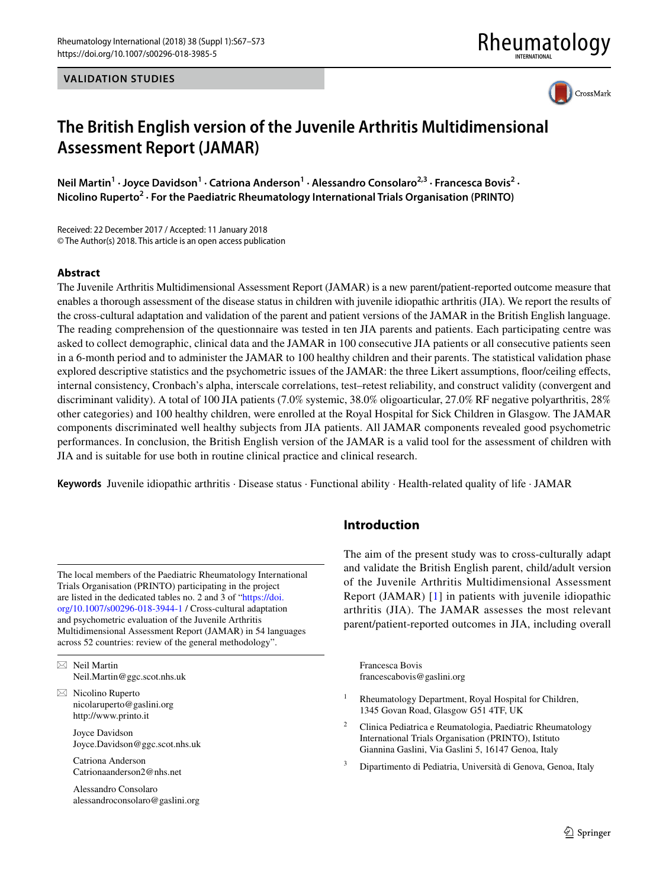VALIDATION STUDIES

# The British English version of the Juvenile Arthritis Multidimensional Assessment Report (JAMAR)

**Neil Martin[1] · Joyce Davidson[1] · Catriona Anderson[1] · Alessandro Consolaro[2,3] · Francesca Bovis[2] · Nicolino Ruperto[2] · For the Paediatric Rheumatology International Trials Organisation (PRINTO)**

Received: 22 December 2017 / Accepted: 11 January 2018
© The Author(s) 2018. This article is an open access publication

## Abstract

The Juvenile Arthritis Multidimensional Assessment Report (JAMAR) is a new parent/patient-reported outcome measure that enables a thorough assessment of the disease status in children with juvenile idiopathic arthritis (JIA). We report the results of the cross-cultural adaptation and validation of the parent and patient versions of the JAMAR in the British English language. The reading comprehension of the questionnaire was tested in ten JIA parents and patients. Each participating centre was asked to collect demographic, clinical data and the JAMAR in 100 consecutive JIA patients or all consecutive patients seen in a 6-month period and to administer the JAMAR to 100 healthy children and their parents. The statistical validation phase explored descriptive statistics and the psychometric issues of the JAMAR: the three Likert assumptions, floor/ceiling effects, internal consistency, Cronbach's alpha, interscale correlations, test–retest reliability, and construct validity (convergent and discriminant validity). A total of 100 JIA patients (7.0% systemic, 38.0% oligoarticular, 27.0% RF negative polyarthritis, 28% other categories) and 100 healthy children, were enrolled at the Royal Hospital for Sick Children in Glasgow. The JAMAR components discriminated well healthy subjects from JIA patients. All JAMAR components revealed good psychometric performances. In conclusion, the British English version of the JAMAR is a valid tool for the assessment of children with JIA and is suitable for use both in routine clinical practice and clinical research.

**Keywords** Juvenile idiopathic arthritis · Disease status · Functional ability · Health-related quality of life · JAMAR

## Introduction

The aim of the present study was to cross-culturally adapt and validate the British English parent, child/adult version of the Juvenile Arthritis Multidimensional Assessment Report (JAMAR) [1] in patients with juvenile idiopathic arthritis (JIA). The JAMAR assesses the most relevant parent/patient-reported outcomes in JIA, including overall

---

The local members of the Paediatric Rheumatology International Trials Organisation (PRINTO) participating in the project are listed in the dedicated tables no. 2 and 3 of "https://doi.org/10.1007/s00296-018-3944-1 / Cross-cultural adaptation and psychometric evaluation of the Juvenile Arthritis Multidimensional Assessment Report (JAMAR) in 54 languages across 52 countries: review of the general methodology".

✉ Neil Martin
Neil.Martin@ggc.scot.nhs.uk

✉ Nicolino Ruperto
nicolaruperto@gaslini.org
http://www.printo.it

Joyce Davidson
Joyce.Davidson@ggc.scot.nhs.uk

Catriona Anderson
Catrionaanderson2@nhs.net

Alessandro Consolaro
alessandroconsolaro@gaslini.org

Francesca Bovis
francescabovis@gaslini.org

[1] Rheumatology Department, Royal Hospital for Children, 1345 Govan Road, Glasgow G51 4TF, UK

[2] Clinica Pediatrica e Reumatologia, Paediatric Rheumatology International Trials Organisation (PRINTO), Istituto Giannina Gaslini, Via Gaslini 5, 16147 Genoa, Italy

[3] Dipartimento di Pediatria, Università di Genova, Genoa, Italy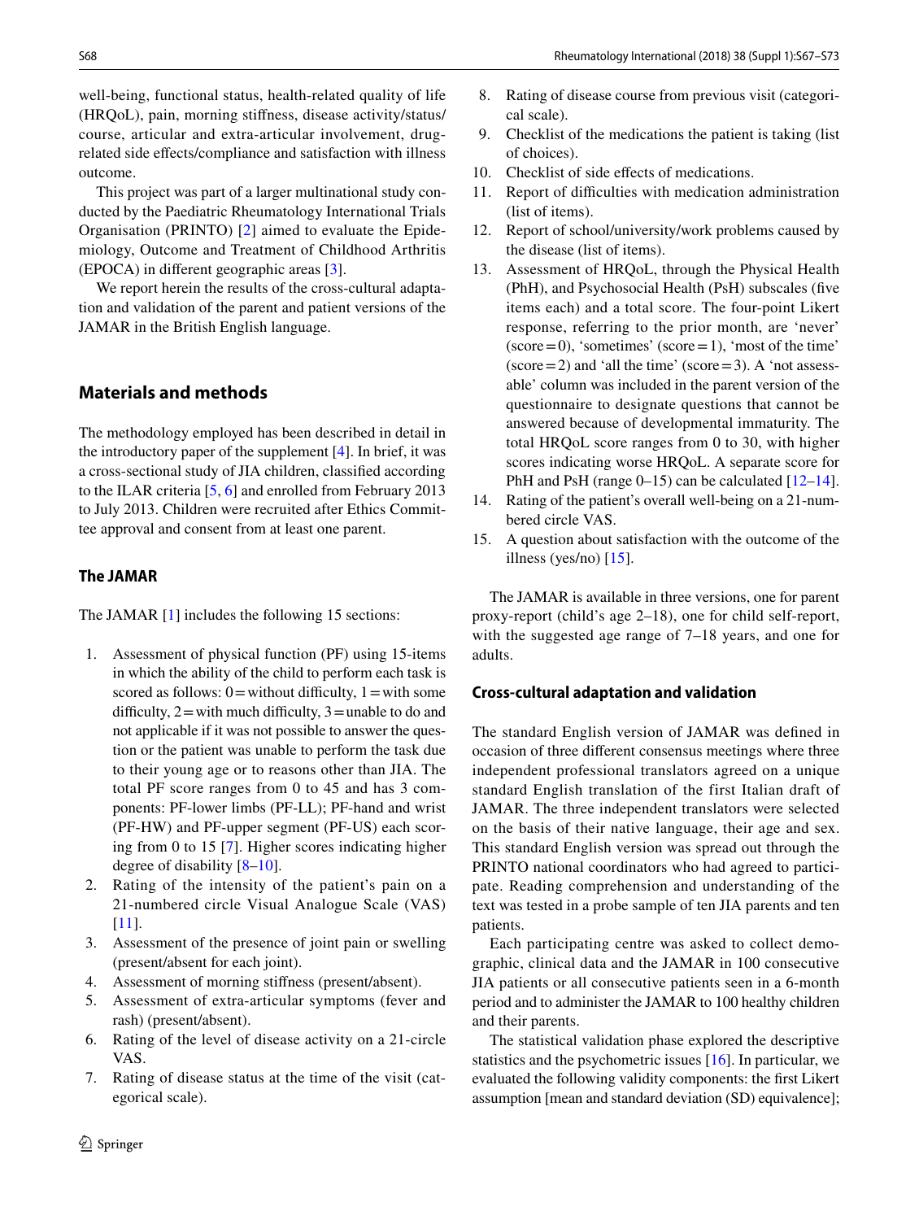well-being, functional status, health-related quality of life (HRQoL), pain, morning stiffness, disease activity/status/course, articular and extra-articular involvement, drug-related side effects/compliance and satisfaction with illness outcome.

This project was part of a larger multinational study conducted by the Paediatric Rheumatology International Trials Organisation (PRINTO) [2] aimed to evaluate the Epidemiology, Outcome and Treatment of Childhood Arthritis (EPOCA) in different geographic areas [3].

We report herein the results of the cross-cultural adaptation and validation of the parent and patient versions of the JAMAR in the British English language.

## Materials and methods

The methodology employed has been described in detail in the introductory paper of the supplement [4]. In brief, it was a cross-sectional study of JIA children, classified according to the ILAR criteria [5, 6] and enrolled from February 2013 to July 2013. Children were recruited after Ethics Committee approval and consent from at least one parent.

### The JAMAR

The JAMAR [1] includes the following 15 sections:

1. Assessment of physical function (PF) using 15-items in which the ability of the child to perform each task is scored as follows: 0 = without difficulty, 1 = with some difficulty, 2 = with much difficulty, 3 = unable to do and not applicable if it was not possible to answer the question or the patient was unable to perform the task due to their young age or to reasons other than JIA. The total PF score ranges from 0 to 45 and has 3 components: PF-lower limbs (PF-LL); PF-hand and wrist (PF-HW) and PF-upper segment (PF-US) each scoring from 0 to 15 [7]. Higher scores indicating higher degree of disability [8–10].
2. Rating of the intensity of the patient's pain on a 21-numbered circle Visual Analogue Scale (VAS) [11].
3. Assessment of the presence of joint pain or swelling (present/absent for each joint).
4. Assessment of morning stiffness (present/absent).
5. Assessment of extra-articular symptoms (fever and rash) (present/absent).
6. Rating of the level of disease activity on a 21-circle VAS.
7. Rating of disease status at the time of the visit (categorical scale).
8. Rating of disease course from previous visit (categorical scale).
9. Checklist of the medications the patient is taking (list of choices).
10. Checklist of side effects of medications.
11. Report of difficulties with medication administration (list of items).
12. Report of school/university/work problems caused by the disease (list of items).
13. Assessment of HRQoL, through the Physical Health (PhH), and Psychosocial Health (PsH) subscales (five items each) and a total score. The four-point Likert response, referring to the prior month, are 'never' (score = 0), 'sometimes' (score = 1), 'most of the time' (score = 2) and 'all the time' (score = 3). A 'not assessable' column was included in the parent version of the questionnaire to designate questions that cannot be answered because of developmental immaturity. The total HRQoL score ranges from 0 to 30, with higher scores indicating worse HRQoL. A separate score for PhH and PsH (range 0–15) can be calculated [12–14].
14. Rating of the patient's overall well-being on a 21-numbered circle VAS.
15. A question about satisfaction with the outcome of the illness (yes/no) [15].

The JAMAR is available in three versions, one for parent proxy-report (child's age 2–18), one for child self-report, with the suggested age range of 7–18 years, and one for adults.

### Cross-cultural adaptation and validation

The standard English version of JAMAR was defined in occasion of three different consensus meetings where three independent professional translators agreed on a unique standard English translation of the first Italian draft of JAMAR. The three independent translators were selected on the basis of their native language, their age and sex. This standard English version was spread out through the PRINTO national coordinators who had agreed to participate. Reading comprehension and understanding of the text was tested in a probe sample of ten JIA parents and ten patients.

Each participating centre was asked to collect demographic, clinical data and the JAMAR in 100 consecutive JIA patients or all consecutive patients seen in a 6-month period and to administer the JAMAR to 100 healthy children and their parents.

The statistical validation phase explored the descriptive statistics and the psychometric issues [16]. In particular, we evaluated the following validity components: the first Likert assumption [mean and standard deviation (SD) equivalence];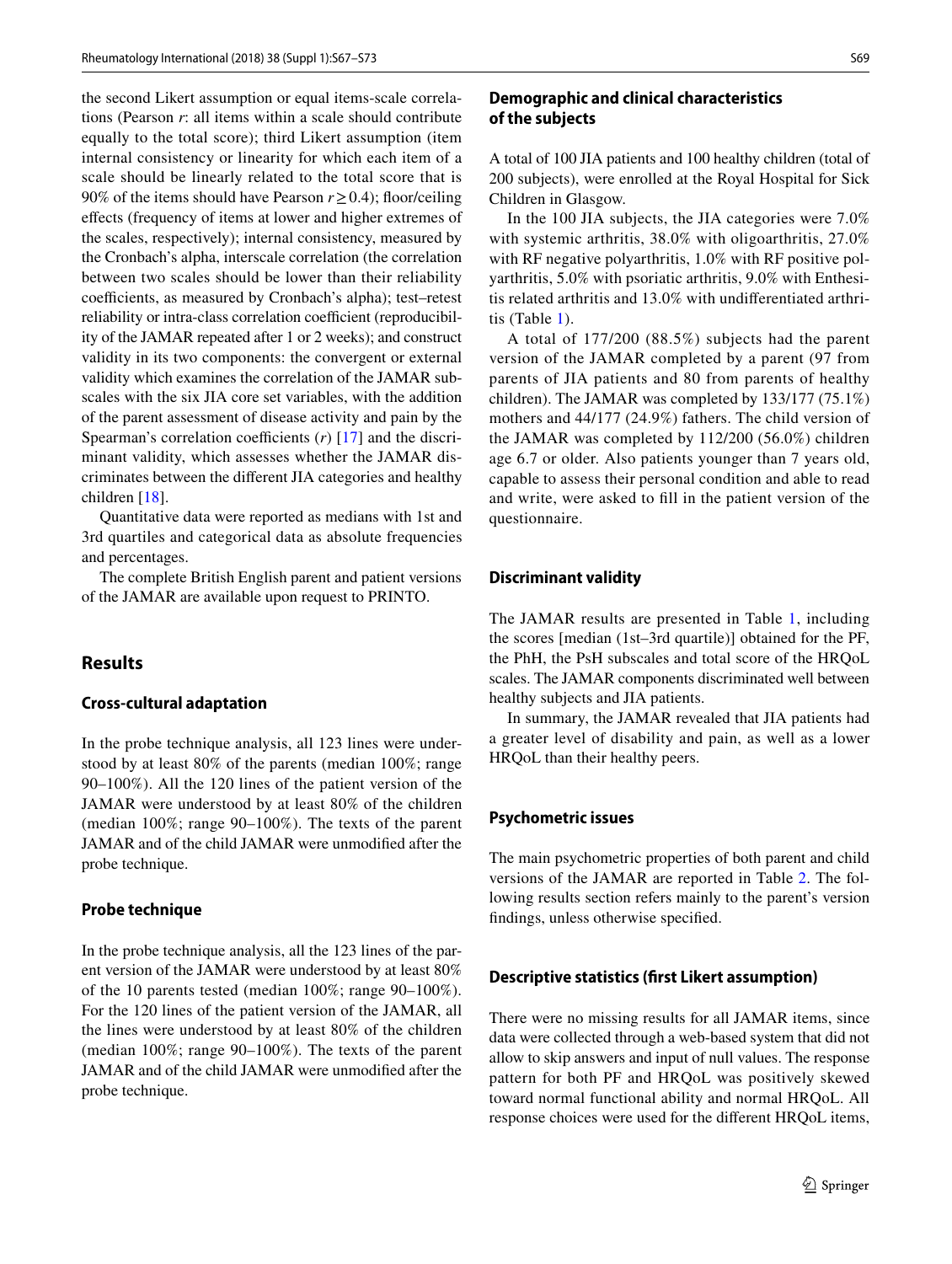the second Likert assumption or equal items-scale correlations (Pearson *r*: all items within a scale should contribute equally to the total score); third Likert assumption (item internal consistency or linearity for which each item of a scale should be linearly related to the total score that is 90% of the items should have Pearson $r \geq 0.4$); floor/ceiling effects (frequency of items at lower and higher extremes of the scales, respectively); internal consistency, measured by the Cronbach's alpha, interscale correlation (the correlation between two scales should be lower than their reliability coefficients, as measured by Cronbach's alpha); test–retest reliability or intra-class correlation coefficient (reproducibility of the JAMAR repeated after 1 or 2 weeks); and construct validity in its two components: the convergent or external validity which examines the correlation of the JAMAR subscales with the six JIA core set variables, with the addition of the parent assessment of disease activity and pain by the Spearman's correlation coefficients (*r*) [17] and the discriminant validity, which assesses whether the JAMAR discriminates between the different JIA categories and healthy children [18].

Quantitative data were reported as medians with 1st and 3rd quartiles and categorical data as absolute frequencies and percentages.

The complete British English parent and patient versions of the JAMAR are available upon request to PRINTO.

## Results

### Cross-cultural adaptation

In the probe technique analysis, all 123 lines were understood by at least 80% of the parents (median 100%; range 90–100%). All the 120 lines of the patient version of the JAMAR were understood by at least 80% of the children (median 100%; range 90–100%). The texts of the parent JAMAR and of the child JAMAR were unmodified after the probe technique.

### Probe technique

In the probe technique analysis, all the 123 lines of the parent version of the JAMAR were understood by at least 80% of the 10 parents tested (median 100%; range 90–100%). For the 120 lines of the patient version of the JAMAR, all the lines were understood by at least 80% of the children (median 100%; range 90–100%). The texts of the parent JAMAR and of the child JAMAR were unmodified after the probe technique.

### Demographic and clinical characteristics of the subjects

A total of 100 JIA patients and 100 healthy children (total of 200 subjects), were enrolled at the Royal Hospital for Sick Children in Glasgow.

In the 100 JIA subjects, the JIA categories were 7.0% with systemic arthritis, 38.0% with oligoarthritis, 27.0% with RF negative polyarthritis, 1.0% with RF positive polyarthritis, 5.0% with psoriatic arthritis, 9.0% with Enthesitis related arthritis and 13.0% with undifferentiated arthritis (Table 1).

A total of 177/200 (88.5%) subjects had the parent version of the JAMAR completed by a parent (97 from parents of JIA patients and 80 from parents of healthy children). The JAMAR was completed by 133/177 (75.1%) mothers and 44/177 (24.9%) fathers. The child version of the JAMAR was completed by 112/200 (56.0%) children age 6.7 or older. Also patients younger than 7 years old, capable to assess their personal condition and able to read and write, were asked to fill in the patient version of the questionnaire.

### Discriminant validity

The JAMAR results are presented in Table 1, including the scores [median (1st–3rd quartile)] obtained for the PF, the PhH, the PsH subscales and total score of the HRQoL scales. The JAMAR components discriminated well between healthy subjects and JIA patients.

In summary, the JAMAR revealed that JIA patients had a greater level of disability and pain, as well as a lower HRQoL than their healthy peers.

### Psychometric issues

The main psychometric properties of both parent and child versions of the JAMAR are reported in Table 2. The following results section refers mainly to the parent's version findings, unless otherwise specified.

### Descriptive statistics (first Likert assumption)

There were no missing results for all JAMAR items, since data were collected through a web-based system that did not allow to skip answers and input of null values. The response pattern for both PF and HRQoL was positively skewed toward normal functional ability and normal HRQoL. All response choices were used for the different HRQoL items,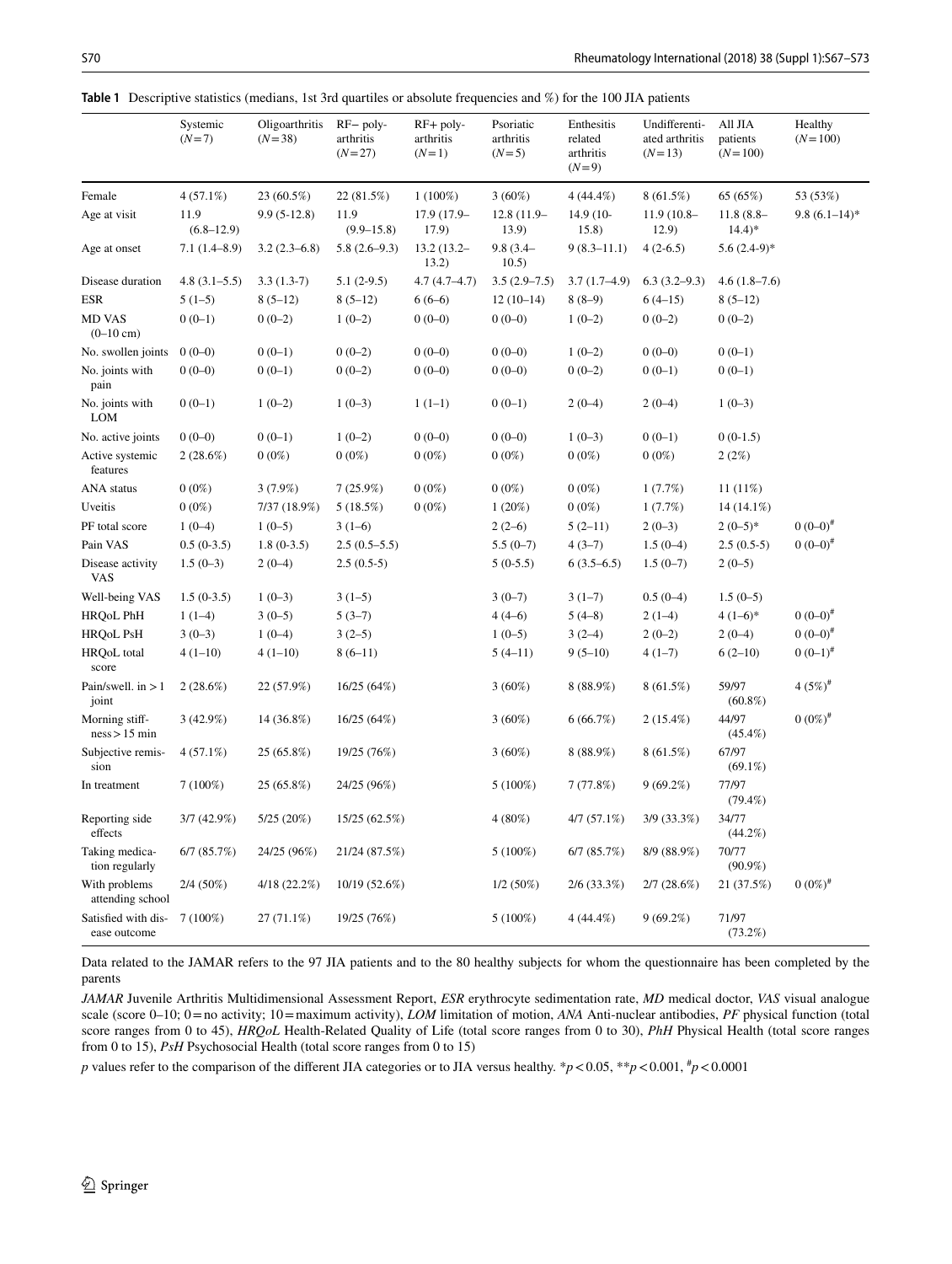**Table 1** Descriptive statistics (medians, 1st 3rd quartiles or absolute frequencies and %) for the 100 JIA patients

| | Systemic (N=7) | Oligoarthritis (N=38) | RF− polyarthritis (N=27) | RF+ polyarthritis (N=1) | Psoriatic arthritis (N=5) | Enthesitis related arthritis (N=9) | Undifferentiated arthritis (N=13) | All JIA patients (N=100) | Healthy (N=100) |
|---|---|---|---|---|---|---|---|---|---|
| Female | 4 (57.1%) | 23 (60.5%) | 22 (81.5%) | 1 (100%) | 3 (60%) | 4 (44.4%) | 8 (61.5%) | 65 (65%) | 53 (53%) |
| Age at visit | 11.9 (6.8–12.9) | 9.9 (5-12.8) | 11.9 (9.9–15.8) | 17.9 (17.9–17.9) | 12.8 (11.9–13.9) | 14.9 (10-15.8) | 11.9 (10.8–12.9) | 11.8 (8.8–14.4)* | 9.8 (6.1–14)* |
| Age at onset | 7.1 (1.4–8.9) | 3.2 (2.3–6.8) | 5.8 (2.6–9.3) | 13.2 (13.2–13.2) | 9.8 (3.4–10.5) | 9 (8.3–11.1) | 4 (2-6.5) | 5.6 (2.4-9)* | |
| Disease duration | 4.8 (3.1–5.5) | 3.3 (1.3-7) | 5.1 (2-9.5) | 4.7 (4.7–4.7) | 3.5 (2.9–7.5) | 3.7 (1.7–4.9) | 6.3 (3.2–9.3) | 4.6 (1.8–7.6) | |
| ESR | 5 (1–5) | 8 (5–12) | 8 (5–12) | 6 (6–6) | 12 (10–14) | 8 (8–9) | 6 (4–15) | 8 (5–12) | |
| MD VAS (0–10 cm) | 0 (0–1) | 0 (0–2) | 1 (0–2) | 0 (0–0) | 0 (0–0) | 1 (0–2) | 0 (0–2) | 0 (0–2) | |
| No. swollen joints | 0 (0–0) | 0 (0–1) | 0 (0–2) | 0 (0–0) | 0 (0–0) | 1 (0–2) | 0 (0–0) | 0 (0–1) | |
| No. joints with pain | 0 (0–0) | 0 (0–1) | 0 (0–2) | 0 (0–0) | 0 (0–0) | 0 (0–2) | 0 (0–1) | 0 (0–1) | |
| No. joints with LOM | 0 (0–1) | 1 (0–2) | 1 (0–3) | 1 (1–1) | 0 (0–1) | 2 (0–4) | 2 (0–4) | 1 (0–3) | |
| No. active joints | 0 (0–0) | 0 (0–1) | 1 (0–2) | 0 (0–0) | 0 (0–0) | 1 (0–3) | 0 (0–1) | 0 (0-1.5) | |
| Active systemic features | 2 (28.6%) | 0 (0%) | 0 (0%) | 0 (0%) | 0 (0%) | 0 (0%) | 0 (0%) | 2 (2%) | |
| ANA status | 0 (0%) | 3 (7.9%) | 7 (25.9%) | 0 (0%) | 0 (0%) | 0 (0%) | 1 (7.7%) | 11 (11%) | |
| Uveitis | 0 (0%) | 7/37 (18.9%) | 5 (18.5%) | 0 (0%) | 1 (20%) | 0 (0%) | 1 (7.7%) | 14 (14.1%) | |
| PF total score | 1 (0–4) | 1 (0–5) | 3 (1–6) | | 2 (2–6) | 5 (2–11) | 2 (0–3) | 2 (0–5)* | 0 (0–0)# |
| Pain VAS | 0.5 (0-3.5) | 1.8 (0-3.5) | 2.5 (0.5–5.5) | | 5.5 (0–7) | 4 (3–7) | 1.5 (0–4) | 2.5 (0.5-5) | 0 (0–0)# |
| Disease activity VAS | 1.5 (0–3) | 2 (0–4) | 2.5 (0.5-5) | | 5 (0-5.5) | 6 (3.5–6.5) | 1.5 (0–7) | 2 (0–5) | |
| Well-being VAS | 1.5 (0-3.5) | 1 (0–3) | 3 (1–5) | | 3 (0–7) | 3 (1–7) | 0.5 (0–4) | 1.5 (0–5) | |
| HRQoL PhH | 1 (1–4) | 3 (0–5) | 5 (3–7) | | 4 (4–6) | 5 (4–8) | 2 (1–4) | 4 (1–6)* | 0 (0–0)# |
| HRQoL PsH | 3 (0–3) | 1 (0–4) | 3 (2–5) | | 1 (0–5) | 3 (2–4) | 2 (0–2) | 2 (0–4) | 0 (0–0)# |
| HRQoL total score | 4 (1–10) | 4 (1–10) | 8 (6–11) | | 5 (4–11) | 9 (5–10) | 4 (1–7) | 6 (2–10) | 0 (0–1)# |
| Pain/swell. in > 1 joint | 2 (28.6%) | 22 (57.9%) | 16/25 (64%) | | 3 (60%) | 8 (88.9%) | 8 (61.5%) | 59/97 (60.8%) | 4 (5%)# |
| Morning stiffness > 15 min | 3 (42.9%) | 14 (36.8%) | 16/25 (64%) | | 3 (60%) | 6 (66.7%) | 2 (15.4%) | 44/97 (45.4%) | 0 (0%)# |
| Subjective remission | 4 (57.1%) | 25 (65.8%) | 19/25 (76%) | | 3 (60%) | 8 (88.9%) | 8 (61.5%) | 67/97 (69.1%) | |
| In treatment | 7 (100%) | 25 (65.8%) | 24/25 (96%) | | 5 (100%) | 7 (77.8%) | 9 (69.2%) | 77/97 (79.4%) | |
| Reporting side effects | 3/7 (42.9%) | 5/25 (20%) | 15/25 (62.5%) | | 4 (80%) | 4/7 (57.1%) | 3/9 (33.3%) | 34/77 (44.2%) | |
| Taking medication regularly | 6/7 (85.7%) | 24/25 (96%) | 21/24 (87.5%) | | 5 (100%) | 6/7 (85.7%) | 8/9 (88.9%) | 70/77 (90.9%) | |
| With problems attending school | 2/4 (50%) | 4/18 (22.2%) | 10/19 (52.6%) | | 1/2 (50%) | 2/6 (33.3%) | 2/7 (28.6%) | 21 (37.5%) | 0 (0%)# |
| Satisfied with disease outcome | 7 (100%) | 27 (71.1%) | 19/25 (76%) | | 5 (100%) | 4 (44.4%) | 9 (69.2%) | 71/97 (73.2%) | |

Data related to the JAMAR refers to the 97 JIA patients and to the 80 healthy subjects for whom the questionnaire has been completed by the parents

*JAMAR* Juvenile Arthritis Multidimensional Assessment Report, *ESR* erythrocyte sedimentation rate, *MD* medical doctor, *VAS* visual analogue scale (score 0–10; 0 = no activity; 10 = maximum activity), *LOM* limitation of motion, *ANA* Anti-nuclear antibodies, *PF* physical function (total score ranges from 0 to 45), *HRQoL* Health-Related Quality of Life (total score ranges from 0 to 30), *PhH* Physical Health (total score ranges from 0 to 15), *PsH* Psychosocial Health (total score ranges from 0 to 15)

*p* values refer to the comparison of the different JIA categories or to JIA versus healthy. *$p < 0.05$, **$p < 0.001$, #$p < 0.0001$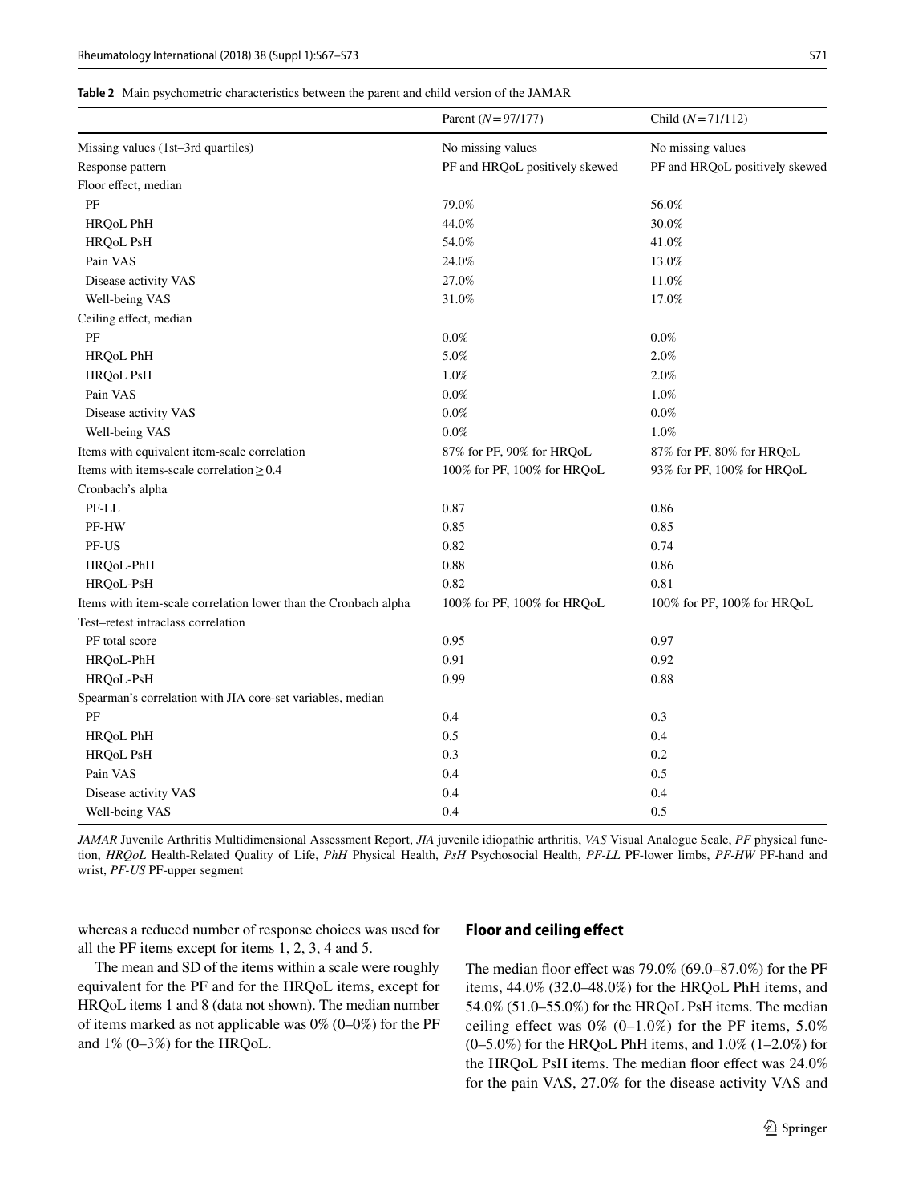**Table 2** Main psychometric characteristics between the parent and child version of the JAMAR

| | Parent ($N$=97/177) | Child ($N$=71/112) |
|---|---|---|
| Missing values (1st–3rd quartiles) | No missing values | No missing values |
| Response pattern | PF and HRQoL positively skewed | PF and HRQoL positively skewed |
| Floor effect, median | | |
| PF | 79.0% | 56.0% |
| HRQoL PhH | 44.0% | 30.0% |
| HRQoL PsH | 54.0% | 41.0% |
| Pain VAS | 24.0% | 13.0% |
| Disease activity VAS | 27.0% | 11.0% |
| Well-being VAS | 31.0% | 17.0% |
| Ceiling effect, median | | |
| PF | 0.0% | 0.0% |
| HRQoL PhH | 5.0% | 2.0% |
| HRQoL PsH | 1.0% | 2.0% |
| Pain VAS | 0.0% | 1.0% |
| Disease activity VAS | 0.0% | 0.0% |
| Well-being VAS | 0.0% | 1.0% |
| Items with equivalent item-scale correlation | 87% for PF, 90% for HRQoL | 87% for PF, 80% for HRQoL |
| Items with items-scale correlation ≥ 0.4 | 100% for PF, 100% for HRQoL | 93% for PF, 100% for HRQoL |
| Cronbach's alpha | | |
| PF-LL | 0.87 | 0.86 |
| PF-HW | 0.85 | 0.85 |
| PF-US | 0.82 | 0.74 |
| HRQoL-PhH | 0.88 | 0.86 |
| HRQoL-PsH | 0.82 | 0.81 |
| Items with item-scale correlation lower than the Cronbach alpha | 100% for PF, 100% for HRQoL | 100% for PF, 100% for HRQoL |
| Test–retest intraclass correlation | | |
| PF total score | 0.95 | 0.97 |
| HRQoL-PhH | 0.91 | 0.92 |
| HRQoL-PsH | 0.99 | 0.88 |
| Spearman's correlation with JIA core-set variables, median | | |
| PF | 0.4 | 0.3 |
| HRQoL PhH | 0.5 | 0.4 |
| HRQoL PsH | 0.3 | 0.2 |
| Pain VAS | 0.4 | 0.5 |
| Disease activity VAS | 0.4 | 0.4 |
| Well-being VAS | 0.4 | 0.5 |

*JAMAR* Juvenile Arthritis Multidimensional Assessment Report, *JIA* juvenile idiopathic arthritis, *VAS* Visual Analogue Scale, *PF* physical function, *HRQoL* Health-Related Quality of Life, *PhH* Physical Health, *PsH* Psychosocial Health, *PF-LL* PF-lower limbs, *PF-HW* PF-hand and wrist, *PF-US* PF-upper segment

whereas a reduced number of response choices was used for all the PF items except for items 1, 2, 3, 4 and 5.

The mean and SD of the items within a scale were roughly equivalent for the PF and for the HRQoL items, except for HRQoL items 1 and 8 (data not shown). The median number of items marked as not applicable was 0% (0–0%) for the PF and 1% (0–3%) for the HRQoL.

### Floor and ceiling effect

The median floor effect was 79.0% (69.0–87.0%) for the PF items, 44.0% (32.0–48.0%) for the HRQoL PhH items, and 54.0% (51.0–55.0%) for the HRQoL PsH items. The median ceiling effect was 0% (0–1.0%) for the PF items, 5.0% (0–5.0%) for the HRQoL PhH items, and 1.0% (1–2.0%) for the HRQoL PsH items. The median floor effect was 24.0% for the pain VAS, 27.0% for the disease activity VAS and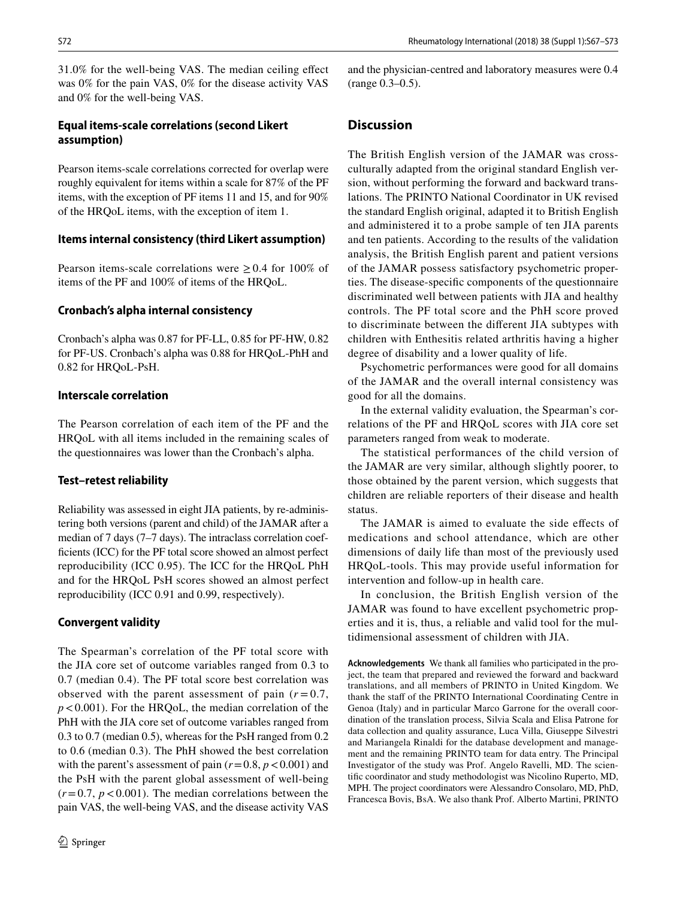31.0% for the well-being VAS. The median ceiling effect was 0% for the pain VAS, 0% for the disease activity VAS and 0% for the well-being VAS.

### Equal items-scale correlations (second Likert assumption)

Pearson items-scale correlations corrected for overlap were roughly equivalent for items within a scale for 87% of the PF items, with the exception of PF items 11 and 15, and for 90% of the HRQoL items, with the exception of item 1.

### Items internal consistency (third Likert assumption)

Pearson items-scale correlations were ≥ 0.4 for 100% of items of the PF and 100% of items of the HRQoL.

### Cronbach's alpha internal consistency

Cronbach's alpha was 0.87 for PF-LL, 0.85 for PF-HW, 0.82 for PF-US. Cronbach's alpha was 0.88 for HRQoL-PhH and 0.82 for HRQoL-PsH.

### Interscale correlation

The Pearson correlation of each item of the PF and the HRQoL with all items included in the remaining scales of the questionnaires was lower than the Cronbach's alpha.

### Test–retest reliability

Reliability was assessed in eight JIA patients, by re-administering both versions (parent and child) of the JAMAR after a median of 7 days (7–7 days). The intraclass correlation coefficients (ICC) for the PF total score showed an almost perfect reproducibility (ICC 0.95). The ICC for the HRQoL PhH and for the HRQoL PsH scores showed an almost perfect reproducibility (ICC 0.91 and 0.99, respectively).

### Convergent validity

The Spearman's correlation of the PF total score with the JIA core set of outcome variables ranged from 0.3 to 0.7 (median 0.4). The PF total score best correlation was observed with the parent assessment of pain ($r = 0.7$, $p < 0.001$). For the HRQoL, the median correlation of the PhH with the JIA core set of outcome variables ranged from 0.3 to 0.7 (median 0.5), whereas for the PsH ranged from 0.2 to 0.6 (median 0.3). The PhH showed the best correlation with the parent's assessment of pain ($r = 0.8$, $p < 0.001$) and the PsH with the parent global assessment of well-being ($r = 0.7$, $p < 0.001$). The median correlations between the pain VAS, the well-being VAS, and the disease activity VAS and the physician-centred and laboratory measures were 0.4 (range 0.3–0.5).

## Discussion

The British English version of the JAMAR was cross-culturally adapted from the original standard English version, without performing the forward and backward translations. The PRINTO National Coordinator in UK revised the standard English original, adapted it to British English and administered it to a probe sample of ten JIA parents and ten patients. According to the results of the validation analysis, the British English parent and patient versions of the JAMAR possess satisfactory psychometric properties. The disease-specific components of the questionnaire discriminated well between patients with JIA and healthy controls. The PF total score and the PhH score proved to discriminate between the different JIA subtypes with children with Enthesitis related arthritis having a higher degree of disability and a lower quality of life.

Psychometric performances were good for all domains of the JAMAR and the overall internal consistency was good for all the domains.

In the external validity evaluation, the Spearman's correlations of the PF and HRQoL scores with JIA core set parameters ranged from weak to moderate.

The statistical performances of the child version of the JAMAR are very similar, although slightly poorer, to those obtained by the parent version, which suggests that children are reliable reporters of their disease and health status.

The JAMAR is aimed to evaluate the side effects of medications and school attendance, which are other dimensions of daily life than most of the previously used HRQoL-tools. This may provide useful information for intervention and follow-up in health care.

In conclusion, the British English version of the JAMAR was found to have excellent psychometric properties and it is, thus, a reliable and valid tool for the multidimensional assessment of children with JIA.

**Acknowledgements** We thank all families who participated in the project, the team that prepared and reviewed the forward and backward translations, and all members of PRINTO in United Kingdom. We thank the staff of the PRINTO International Coordinating Centre in Genoa (Italy) and in particular Marco Garrone for the overall coordination of the translation process, Silvia Scala and Elisa Patrone for data collection and quality assurance, Luca Villa, Giuseppe Silvestri and Mariangela Rinaldi for the database development and management and the remaining PRINTO team for data entry. The Principal Investigator of the study was Prof. Angelo Ravelli, MD. The scientific coordinator and study methodologist was Nicolino Ruperto, MD, MPH. The project coordinators were Alessandro Consolaro, MD, PhD, Francesca Bovis, BsA. We also thank Prof. Alberto Martini, PRINTO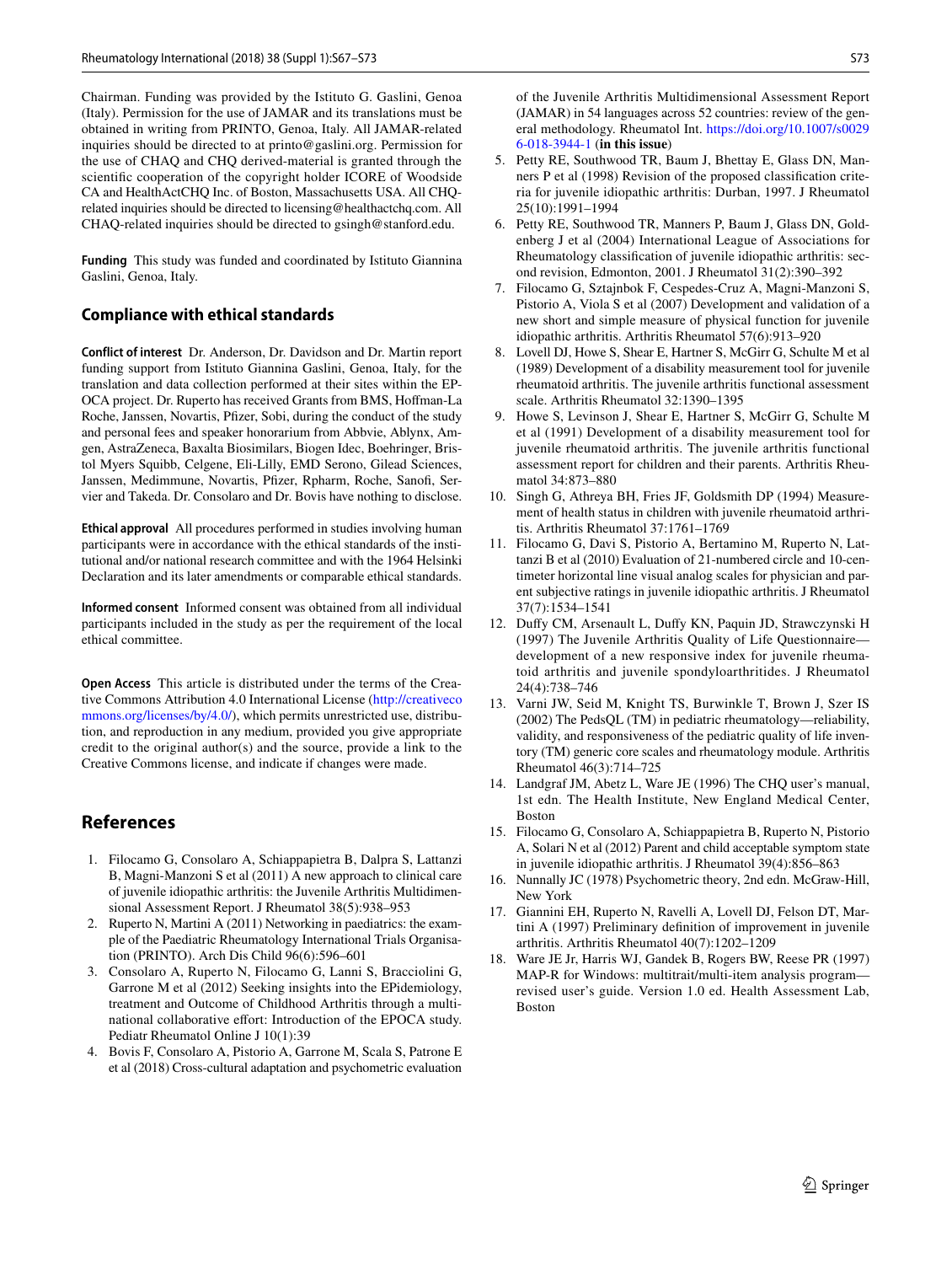Chairman. Funding was provided by the Istituto G. Gaslini, Genoa (Italy). Permission for the use of JAMAR and its translations must be obtained in writing from PRINTO, Genoa, Italy. All JAMAR-related inquiries should be directed to at printo@gaslini.org. Permission for the use of CHAQ and CHQ derived-material is granted through the scientific cooperation of the copyright holder ICORE of Woodside CA and HealthActCHQ Inc. of Boston, Massachusetts USA. All CHQ-related inquiries should be directed to licensing@healthactchq.com. All CHAQ-related inquiries should be directed to gsingh@stanford.edu.

**Funding** This study was funded and coordinated by Istituto Giannina Gaslini, Genoa, Italy.

## Compliance with ethical standards

**Conflict of interest** Dr. Anderson, Dr. Davidson and Dr. Martin report funding support from Istituto Giannina Gaslini, Genoa, Italy, for the translation and data collection performed at their sites within the EPOCA project. Dr. Ruperto has received Grants from BMS, Hoffman-La Roche, Janssen, Novartis, Pfizer, Sobi, during the conduct of the study and personal fees and speaker honorarium from Abbvie, Ablynx, Amgen, AstraZeneca, Baxalta Biosimilars, Biogen Idec, Boehringer, Bristol Myers Squibb, Celgene, Eli-Lilly, EMD Serono, Gilead Sciences, Janssen, Medimmune, Novartis, Pfizer, Rpharm, Roche, Sanofi, Servier and Takeda. Dr. Consolaro and Dr. Bovis have nothing to disclose.

**Ethical approval** All procedures performed in studies involving human participants were in accordance with the ethical standards of the institutional and/or national research committee and with the 1964 Helsinki Declaration and its later amendments or comparable ethical standards.

**Informed consent** Informed consent was obtained from all individual participants included in the study as per the requirement of the local ethical committee.

**Open Access** This article is distributed under the terms of the Creative Commons Attribution 4.0 International License (http://creativecommons.org/licenses/by/4.0/), which permits unrestricted use, distribution, and reproduction in any medium, provided you give appropriate credit to the original author(s) and the source, provide a link to the Creative Commons license, and indicate if changes were made.

## References

1. Filocamo G, Consolaro A, Schiappapietra B, Dalpra S, Lattanzi B, Magni-Manzoni S et al (2011) A new approach to clinical care of juvenile idiopathic arthritis: the Juvenile Arthritis Multidimensional Assessment Report. J Rheumatol 38(5):938–953
2. Ruperto N, Martini A (2011) Networking in paediatrics: the example of the Paediatric Rheumatology International Trials Organisation (PRINTO). Arch Dis Child 96(6):596–601
3. Consolaro A, Ruperto N, Filocamo G, Lanni S, Bracciolini G, Garrone M et al (2012) Seeking insights into the EPidemiology, treatment and Outcome of Childhood Arthritis through a multinational collaborative effort: Introduction of the EPOCA study. Pediatr Rheumatol Online J 10(1):39
4. Bovis F, Consolaro A, Pistorio A, Garrone M, Scala S, Patrone E et al (2018) Cross-cultural adaptation and psychometric evaluation of the Juvenile Arthritis Multidimensional Assessment Report (JAMAR) in 54 languages across 52 countries: review of the general methodology. Rheumatol Int. https://doi.org/10.1007/s00296-018-3944-1 (**in this issue**)
5. Petty RE, Southwood TR, Baum J, Bhettay E, Glass DN, Manners P et al (1998) Revision of the proposed classification criteria for juvenile idiopathic arthritis: Durban, 1997. J Rheumatol 25(10):1991–1994
6. Petty RE, Southwood TR, Manners P, Baum J, Glass DN, Goldenberg J et al (2004) International League of Associations for Rheumatology classification of juvenile idiopathic arthritis: second revision, Edmonton, 2001. J Rheumatol 31(2):390–392
7. Filocamo G, Sztajnbok F, Cespedes-Cruz A, Magni-Manzoni S, Pistorio A, Viola S et al (2007) Development and validation of a new short and simple measure of physical function for juvenile idiopathic arthritis. Arthritis Rheum 57(6):913–920
8. Lovell DJ, Howe S, Shear E, Hartner S, McGirr G, Schulte M et al (1989) Development of a disability measurement tool for juvenile rheumatoid arthritis. The juvenile arthritis functional assessment scale. Arthritis Rheumatol 32:1390–1395
9. Howe S, Levinson J, Shear E, Hartner S, McGirr G, Schulte M et al (1991) Development of a disability measurement tool for juvenile rheumatoid arthritis. The juvenile arthritis functional assessment report for children and their parents. Arthritis Rheumatol 34:873–880
10. Singh G, Athreya BH, Fries JF, Goldsmith DP (1994) Measurement of health status in children with juvenile rheumatoid arthritis. Arthritis Rheumatol 37:1761–1769
11. Filocamo G, Davi S, Pistorio A, Bertamino M, Ruperto N, Lattanzi B et al (2010) Evaluation of 21-numbered circle and 10-centimeter horizontal line visual analog scales for physician and parent subjective ratings in juvenile idiopathic arthritis. J Rheumatol 37(7):1534–1541
12. Duffy CM, Arsenault L, Duffy KN, Paquin JD, Strawczynski H (1997) The Juvenile Arthritis Quality of Life Questionnaire—development of a new responsive index for juvenile rheumatoid arthritis and juvenile spondyloarthritides. J Rheumatol 24(4):738–746
13. Varni JW, Seid M, Knight TS, Burwinkle T, Brown J, Szer IS (2002) The PedsQL (TM) in pediatric rheumatology—reliability, validity, and responsiveness of the pediatric quality of life inventory (TM) generic core scales and rheumatology module. Arthritis Rheumatol 46(3):714–725
14. Landgraf JM, Abetz L, Ware JE (1996) The CHQ user's manual, 1st edn. The Health Institute, New England Medical Center, Boston
15. Filocamo G, Consolaro A, Schiappapietra B, Ruperto N, Pistorio A, Solari N et al (2012) Parent and child acceptable symptom state in juvenile idiopathic arthritis. J Rheumatol 39(4):856–863
16. Nunnally JC (1978) Psychometric theory, 2nd edn. McGraw-Hill, New York
17. Giannini EH, Ruperto N, Ravelli A, Lovell DJ, Felson DT, Martini A (1997) Preliminary definition of improvement in juvenile arthritis. Arthritis Rheumatol 40(7):1202–1209
18. Ware JE Jr, Harris WJ, Gandek B, Rogers BW, Reese PR (1997) MAP-R for Windows: multitrait/multi-item analysis program—revised user's guide. Version 1.0 ed. Health Assessment Lab, Boston